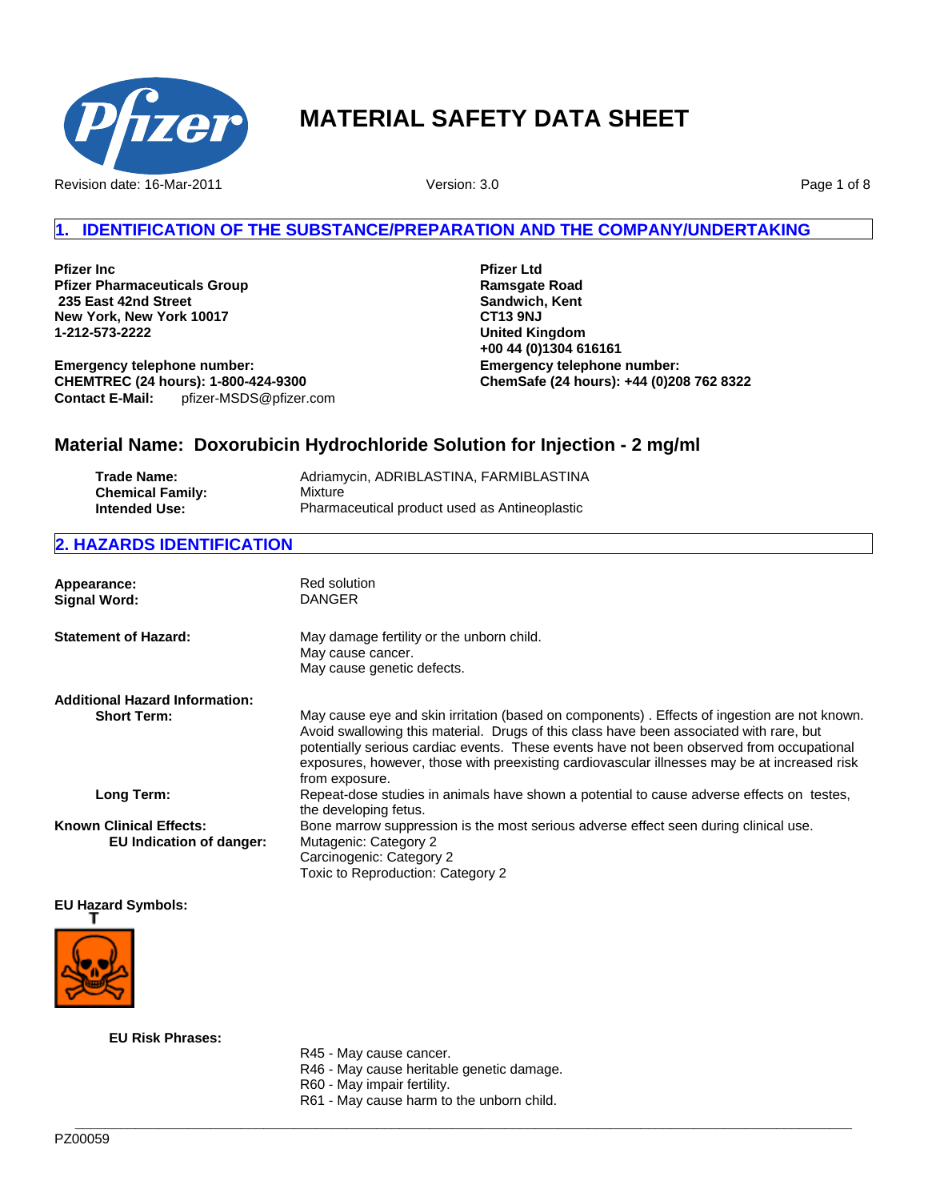# MATERIAL SAFETY DATA SHEET

Revision date: 16-Mar-2011    Version: 3.0

## 1. IDENTIFICATION OF THE SUBSTANCE/PREPARATION AND THE COMPANY/UNDERTAKING

**Pfizer Inc**
**Pfizer Pharmaceuticals Group**
**235 East 42nd Street**
**New York, New York 10017**
**1-212-573-2222**

**Emergency telephone number:**
**CHEMTREC (24 hours): 1-800-424-9300**
**Contact E-Mail:** pfizer-MSDS@pfizer.com

**Pfizer Ltd**
**Ramsgate Road**
**Sandwich, Kent**
**CT13 9NJ**
**United Kingdom**
**+00 44 (0)1304 616161**
**Emergency telephone number:**
**ChemSafe (24 hours): +44 (0)208 762 8322**

### Material Name: Doxorubicin Hydrochloride Solution for Injection - 2 mg/ml

**Trade Name:** Adriamycin, ADRIBLASTINA, FARMIBLASTINA
**Chemical Family:** Mixture
**Intended Use:** Pharmaceutical product used as Antineoplastic

## 2. HAZARDS IDENTIFICATION

**Appearance:** Red solution
**Signal Word:** DANGER

**Statement of Hazard:**
May damage fertility or the unborn child.
May cause cancer.
May cause genetic defects.

**Additional Hazard Information:**

**Short Term:** May cause eye and skin irritation (based on components) . Effects of ingestion are not known. Avoid swallowing this material. Drugs of this class have been associated with rare, but potentially serious cardiac events. These events have not been observed from occupational exposures, however, those with preexisting cardiovascular illnesses may be at increased risk from exposure.

**Long Term:** Repeat-dose studies in animals have shown a potential to cause adverse effects on testes, the developing fetus.

**Known Clinical Effects:** Bone marrow suppression is the most serious adverse effect seen during clinical use.

**EU Indication of danger:**
Mutagenic: Category 2
Carcinogenic: Category 2
Toxic to Reproduction: Category 2

**EU Hazard Symbols:**

T

**EU Risk Phrases:**

R45 - May cause cancer.
R46 - May cause heritable genetic damage.
R60 - May impair fertility.
R61 - May cause harm to the unborn child.

PZ00059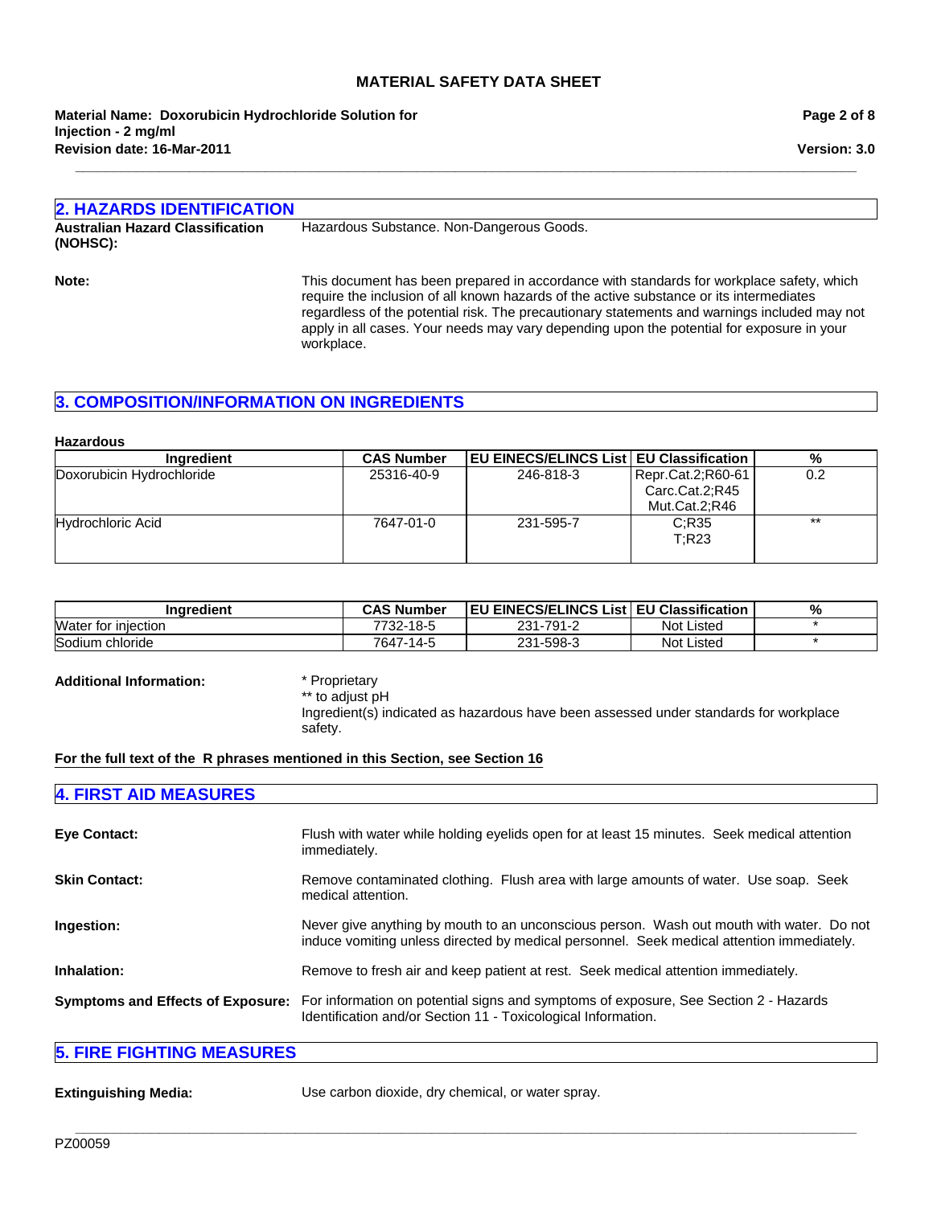## 2. HAZARDS IDENTIFICATION

**Australian Hazard Classification (NOHSC):** Hazardous Substance. Non-Dangerous Goods.

**Note:** This document has been prepared in accordance with standards for workplace safety, which require the inclusion of all known hazards of the active substance or its intermediates regardless of the potential risk. The precautionary statements and warnings included may not apply in all cases. Your needs may vary depending upon the potential for exposure in your workplace.

## 3. COMPOSITION/INFORMATION ON INGREDIENTS

**Hazardous**

| Ingredient | CAS Number | EU EINECS/ELINCS List | EU Classification | % |
|---|---|---|---|---|
| Doxorubicin Hydrochloride | 25316-40-9 | 246-818-3 | Repr.Cat.2;R60-61<br>Carc.Cat.2;R45<br>Mut.Cat.2;R46 | 0.2 |
| Hydrochloric Acid | 7647-01-0 | 231-595-7 | C;R35<br>T;R23 | ** |

| Ingredient | CAS Number | EU EINECS/ELINCS List | EU Classification | % |
|---|---|---|---|---|
| Water for injection | 7732-18-5 | 231-791-2 | Not Listed | * |
| Sodium chloride | 7647-14-5 | 231-598-3 | Not Listed | * |

**Additional Information:**
* Proprietary
** to adjust pH
Ingredient(s) indicated as hazardous have been assessed under standards for workplace safety.

**For the full text of the R phrases mentioned in this Section, see Section 16**

## 4. FIRST AID MEASURES

**Eye Contact:** Flush with water while holding eyelids open for at least 15 minutes. Seek medical attention immediately.

**Skin Contact:** Remove contaminated clothing. Flush area with large amounts of water. Use soap. Seek medical attention.

**Ingestion:** Never give anything by mouth to an unconscious person. Wash out mouth with water. Do not induce vomiting unless directed by medical personnel. Seek medical attention immediately.

**Inhalation:** Remove to fresh air and keep patient at rest. Seek medical attention immediately.

**Symptoms and Effects of Exposure:** For information on potential signs and symptoms of exposure, See Section 2 - Hazards Identification and/or Section 11 - Toxicological Information.

## 5. FIRE FIGHTING MEASURES

**Extinguishing Media:** Use carbon dioxide, dry chemical, or water spray.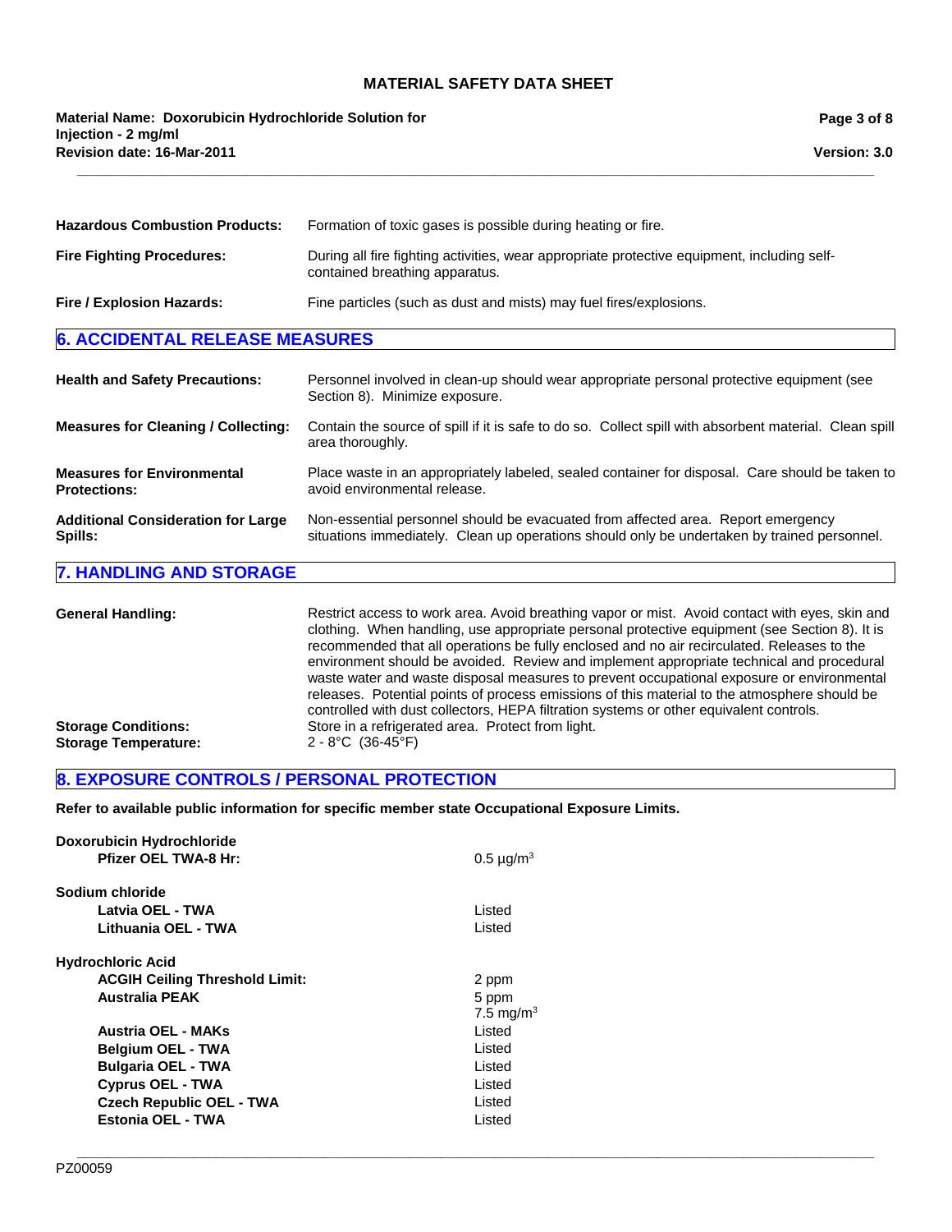| | |
|---|---|
| **Hazardous Combustion Products:** | Formation of toxic gases is possible during heating or fire. |
| **Fire Fighting Procedures:** | During all fire fighting activities, wear appropriate protective equipment, including self-contained breathing apparatus. |
| **Fire / Explosion Hazards:** | Fine particles (such as dust and mists) may fuel fires/explosions. |

## 6. ACCIDENTAL RELEASE MEASURES

| | |
|---|---|
| **Health and Safety Precautions:** | Personnel involved in clean-up should wear appropriate personal protective equipment (see Section 8). Minimize exposure. |
| **Measures for Cleaning / Collecting:** | Contain the source of spill if it is safe to do so. Collect spill with absorbent material. Clean spill area thoroughly. |
| **Measures for Environmental Protections:** | Place waste in an appropriately labeled, sealed container for disposal. Care should be taken to avoid environmental release. |
| **Additional Consideration for Large Spills:** | Non-essential personnel should be evacuated from affected area. Report emergency situations immediately. Clean up operations should only be undertaken by trained personnel. |

## 7. HANDLING AND STORAGE

| | |
|---|---|
| **General Handling:** | Restrict access to work area. Avoid breathing vapor or mist. Avoid contact with eyes, skin and clothing. When handling, use appropriate personal protective equipment (see Section 8). It is recommended that all operations be fully enclosed and no air recirculated. Releases to the environment should be avoided. Review and implement appropriate technical and procedural waste water and waste disposal measures to prevent occupational exposure or environmental releases. Potential points of process emissions of this material to the atmosphere should be controlled with dust collectors, HEPA filtration systems or other equivalent controls. |
| **Storage Conditions:** | Store in a refrigerated area. Protect from light. |
| **Storage Temperature:** | 2 - 8°C (36-45°F) |

## 8. EXPOSURE CONTROLS / PERSONAL PROTECTION

**Refer to available public information for specific member state Occupational Exposure Limits.**

| | |
|---|---|
| **Doxorubicin Hydrochloride** | |
| **Pfizer OEL TWA-8 Hr:** | 0.5 µg/$m^3$ |
| **Sodium chloride** | |
| **Latvia OEL - TWA** | Listed |
| **Lithuania OEL - TWA** | Listed |
| **Hydrochloric Acid** | |
| **ACGIH Ceiling Threshold Limit:** | 2 ppm |
| **Australia PEAK** | 5 ppm<br>7.5 mg/$m^3$ |
| **Austria OEL - MAKs** | Listed |
| **Belgium OEL - TWA** | Listed |
| **Bulgaria OEL - TWA** | Listed |
| **Cyprus OEL - TWA** | Listed |
| **Czech Republic OEL - TWA** | Listed |
| **Estonia OEL - TWA** | Listed |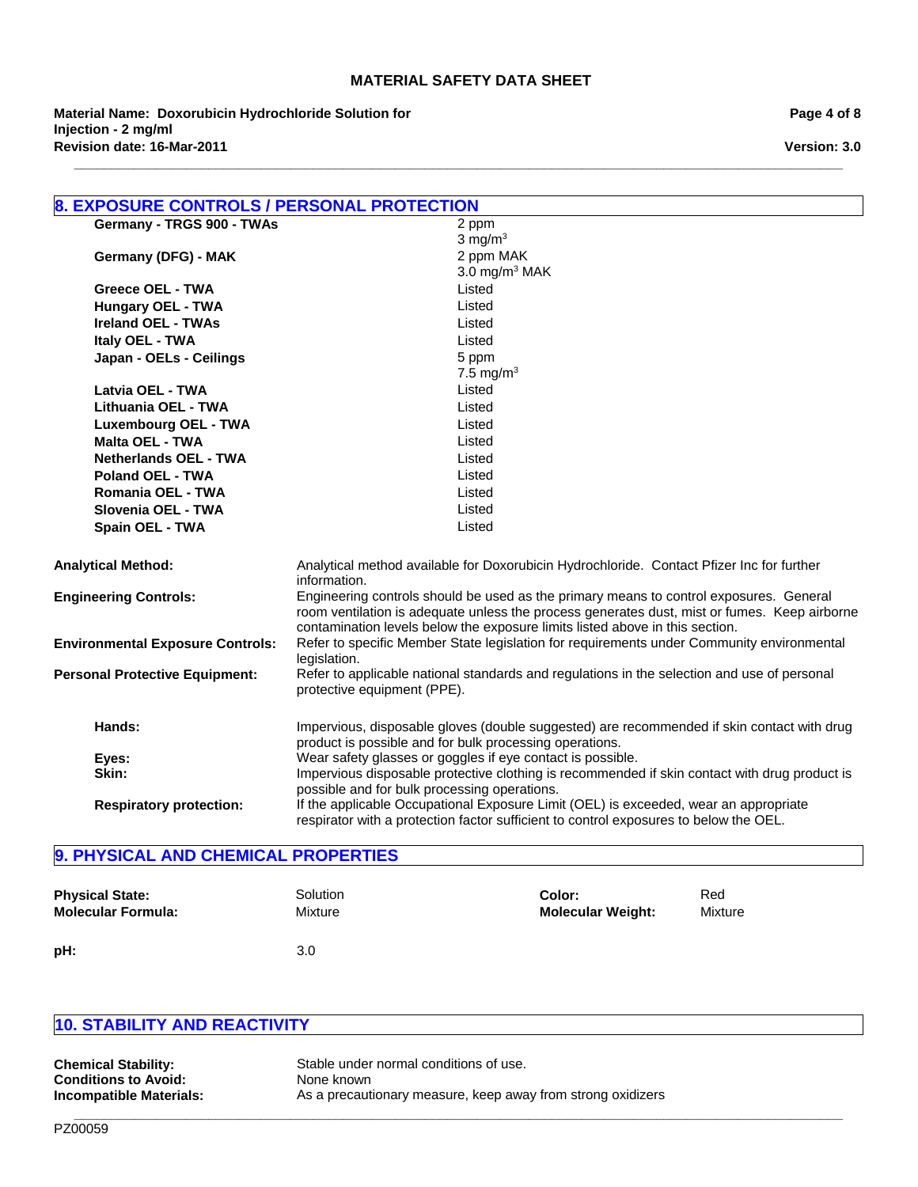## 8. EXPOSURE CONTROLS / PERSONAL PROTECTION

| | |
|---|---|
| **Germany - TRGS 900 - TWAs** | 2 ppm<br>3 mg/m$^3$ |
| **Germany (DFG) - MAK** | 2 ppm MAK<br>3.0 mg/m$^3$ MAK |
| **Greece OEL - TWA** | Listed |
| **Hungary OEL - TWA** | Listed |
| **Ireland OEL - TWAs** | Listed |
| **Italy OEL - TWA** | Listed |
| **Japan - OELs - Ceilings** | 5 ppm<br>7.5 mg/m$^3$ |
| **Latvia OEL - TWA** | Listed |
| **Lithuania OEL - TWA** | Listed |
| **Luxembourg OEL - TWA** | Listed |
| **Malta OEL - TWA** | Listed |
| **Netherlands OEL - TWA** | Listed |
| **Poland OEL - TWA** | Listed |
| **Romania OEL - TWA** | Listed |
| **Slovenia OEL - TWA** | Listed |
| **Spain OEL - TWA** | Listed |

**Analytical Method:** Analytical method available for Doxorubicin Hydrochloride. Contact Pfizer Inc for further information.

**Engineering Controls:** Engineering controls should be used as the primary means to control exposures. General room ventilation is adequate unless the process generates dust, mist or fumes. Keep airborne contamination levels below the exposure limits listed above in this section.

**Environmental Exposure Controls:** Refer to specific Member State legislation for requirements under Community environmental legislation.

**Personal Protective Equipment:** Refer to applicable national standards and regulations in the selection and use of personal protective equipment (PPE).

**Hands:** Impervious, disposable gloves (double suggested) are recommended if skin contact with drug product is possible and for bulk processing operations.

**Eyes:** Wear safety glasses or goggles if eye contact is possible.

**Skin:** Impervious disposable protective clothing is recommended if skin contact with drug product is possible and for bulk processing operations.

**Respiratory protection:** If the applicable Occupational Exposure Limit (OEL) is exceeded, wear an appropriate respirator with a protection factor sufficient to control exposures to below the OEL.

## 9. PHYSICAL AND CHEMICAL PROPERTIES

| | | | |
|---|---|---|---|
| **Physical State:** | Solution | **Color:** | Red |
| **Molecular Formula:** | Mixture | **Molecular Weight:** | Mixture |
| **pH:** | 3.0 | | |

## 10. STABILITY AND REACTIVITY

**Chemical Stability:** Stable under normal conditions of use.

**Conditions to Avoid:** None known

**Incompatible Materials:** As a precautionary measure, keep away from strong oxidizers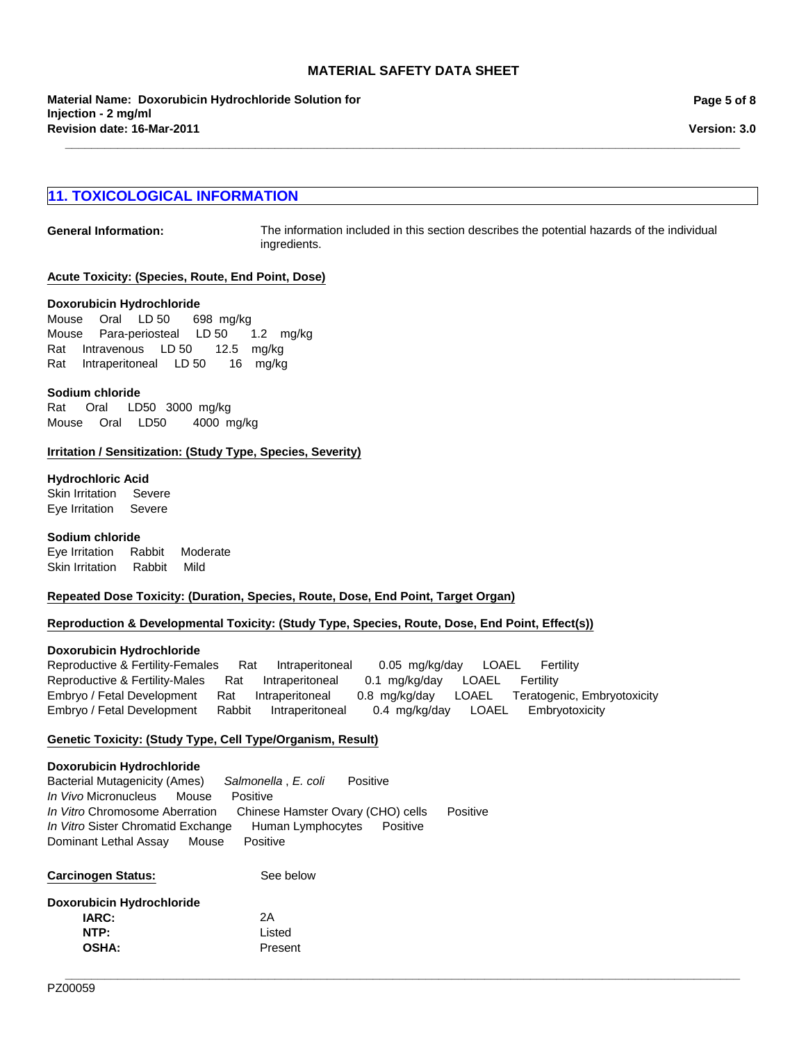## 11. TOXICOLOGICAL INFORMATION

**General Information:** The information included in this section describes the potential hazards of the individual ingredients.

**Acute Toxicity: (Species, Route, End Point, Dose)**

**Doxorubicin Hydrochloride**

| | | | | |
|---|---|---|---|---|
| Mouse | Oral | LD 50 | 698 | mg/kg |
| Mouse | Para-periosteal | LD 50 | 1.2 | mg/kg |
| Rat | Intravenous | LD 50 | 12.5 | mg/kg |
| Rat | Intraperitoneal | LD 50 | 16 | mg/kg |

**Sodium chloride**

| | | | | |
|---|---|---|---|---|
| Rat | Oral | LD50 | 3000 | mg/kg |
| Mouse | Oral | LD50 | 4000 | mg/kg |

**Irritation / Sensitization: (Study Type, Species, Severity)**

**Hydrochloric Acid**

| | |
|---|---|
| Skin Irritation | Severe |
| Eye Irritation | Severe |

**Sodium chloride**

| | | |
|---|---|---|
| Eye Irritation | Rabbit | Moderate |
| Skin Irritation | Rabbit | Mild |

**Repeated Dose Toxicity: (Duration, Species, Route, Dose, End Point, Target Organ)**

**Reproduction & Developmental Toxicity: (Study Type, Species, Route, Dose, End Point, Effect(s))**

**Doxorubicin Hydrochloride**

| | | | | | |
|---|---|---|---|---|---|
| Reproductive & Fertility-Females | Rat | Intraperitoneal | 0.05 mg/kg/day | LOAEL | Fertility |
| Reproductive & Fertility-Males | Rat | Intraperitoneal | 0.1 mg/kg/day | LOAEL | Fertility |
| Embryo / Fetal Development | Rat | Intraperitoneal | 0.8 mg/kg/day | LOAEL | Teratogenic, Embryotoxicity |
| Embryo / Fetal Development | Rabbit | Intraperitoneal | 0.4 mg/kg/day | LOAEL | Embryotoxicity |

**Genetic Toxicity: (Study Type, Cell Type/Organism, Result)**

**Doxorubicin Hydrochloride**

| | | |
|---|---|---|
| Bacterial Mutagenicity (Ames) | *Salmonella* , *E. coli* | Positive |
| *In Vivo* Micronucleus | Mouse | Positive |
| *In Vitro* Chromosome Aberration | Chinese Hamster Ovary (CHO) cells | Positive |
| *In Vitro* Sister Chromatid Exchange | Human Lymphocytes | Positive |
| Dominant Lethal Assay | Mouse | Positive |

**Carcinogen Status:** See below

**Doxorubicin Hydrochloride**

| | |
|---|---|
| **IARC:** | 2A |
| **NTP:** | Listed |
| **OSHA:** | Present |

PZ00059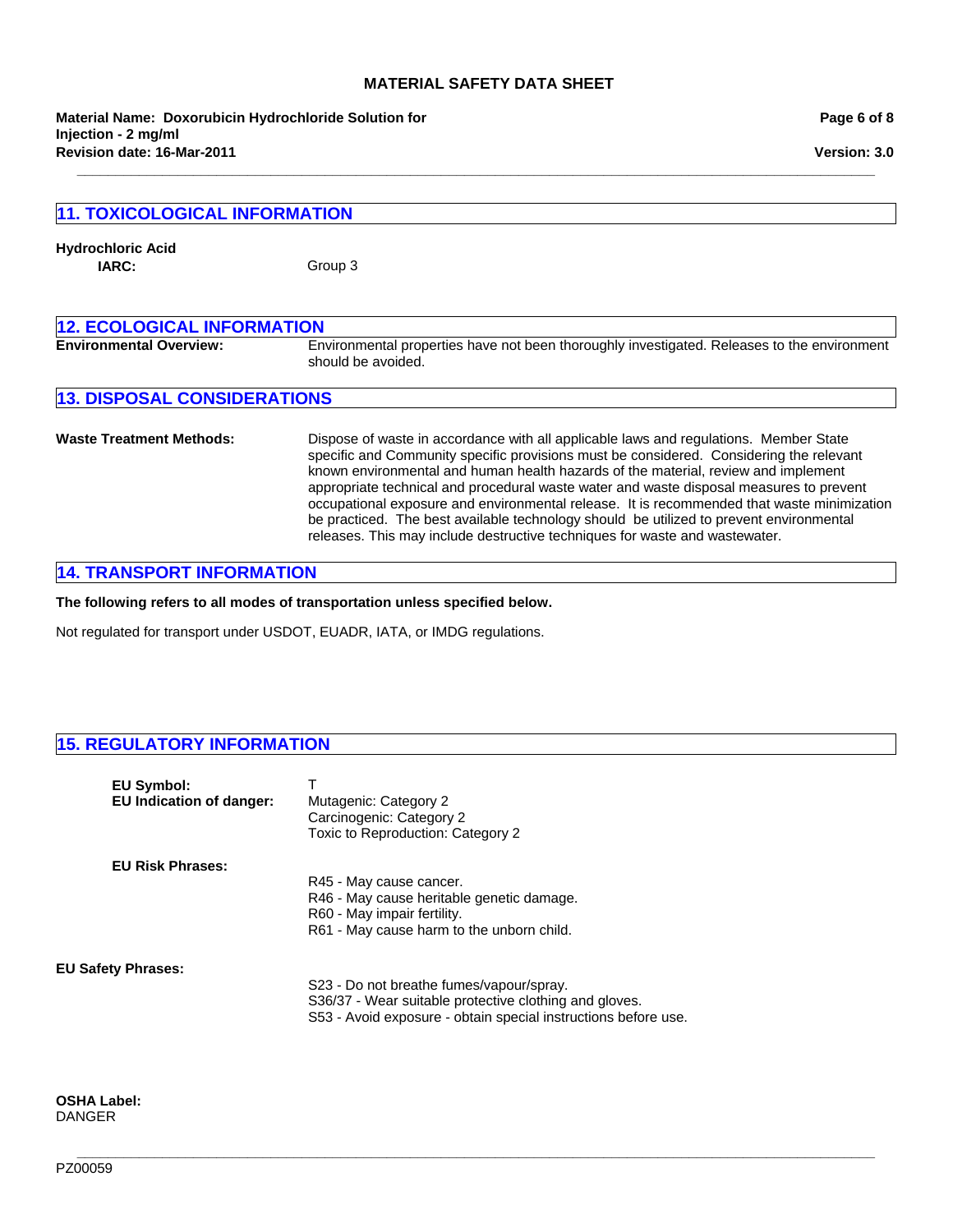## 11. TOXICOLOGICAL INFORMATION

**Hydrochloric Acid**

**IARC:** Group 3

## 12. ECOLOGICAL INFORMATION

**Environmental Overview:** Environmental properties have not been thoroughly investigated. Releases to the environment should be avoided.

## 13. DISPOSAL CONSIDERATIONS

**Waste Treatment Methods:** Dispose of waste in accordance with all applicable laws and regulations. Member State specific and Community specific provisions must be considered. Considering the relevant known environmental and human health hazards of the material, review and implement appropriate technical and procedural waste water and waste disposal measures to prevent occupational exposure and environmental release. It is recommended that waste minimization be practiced. The best available technology should be utilized to prevent environmental releases. This may include destructive techniques for waste and wastewater.

## 14. TRANSPORT INFORMATION

**The following refers to all modes of transportation unless specified below.**

Not regulated for transport under USDOT, EUADR, IATA, or IMDG regulations.

## 15. REGULATORY INFORMATION

**EU Symbol:** T

**EU Indication of danger:**
Mutagenic: Category 2
Carcinogenic: Category 2
Toxic to Reproduction: Category 2

**EU Risk Phrases:**
R45 - May cause cancer.
R46 - May cause heritable genetic damage.
R60 - May impair fertility.
R61 - May cause harm to the unborn child.

**EU Safety Phrases:**
S23 - Do not breathe fumes/vapour/spray.
S36/37 - Wear suitable protective clothing and gloves.
S53 - Avoid exposure - obtain special instructions before use.

**OSHA Label:**
DANGER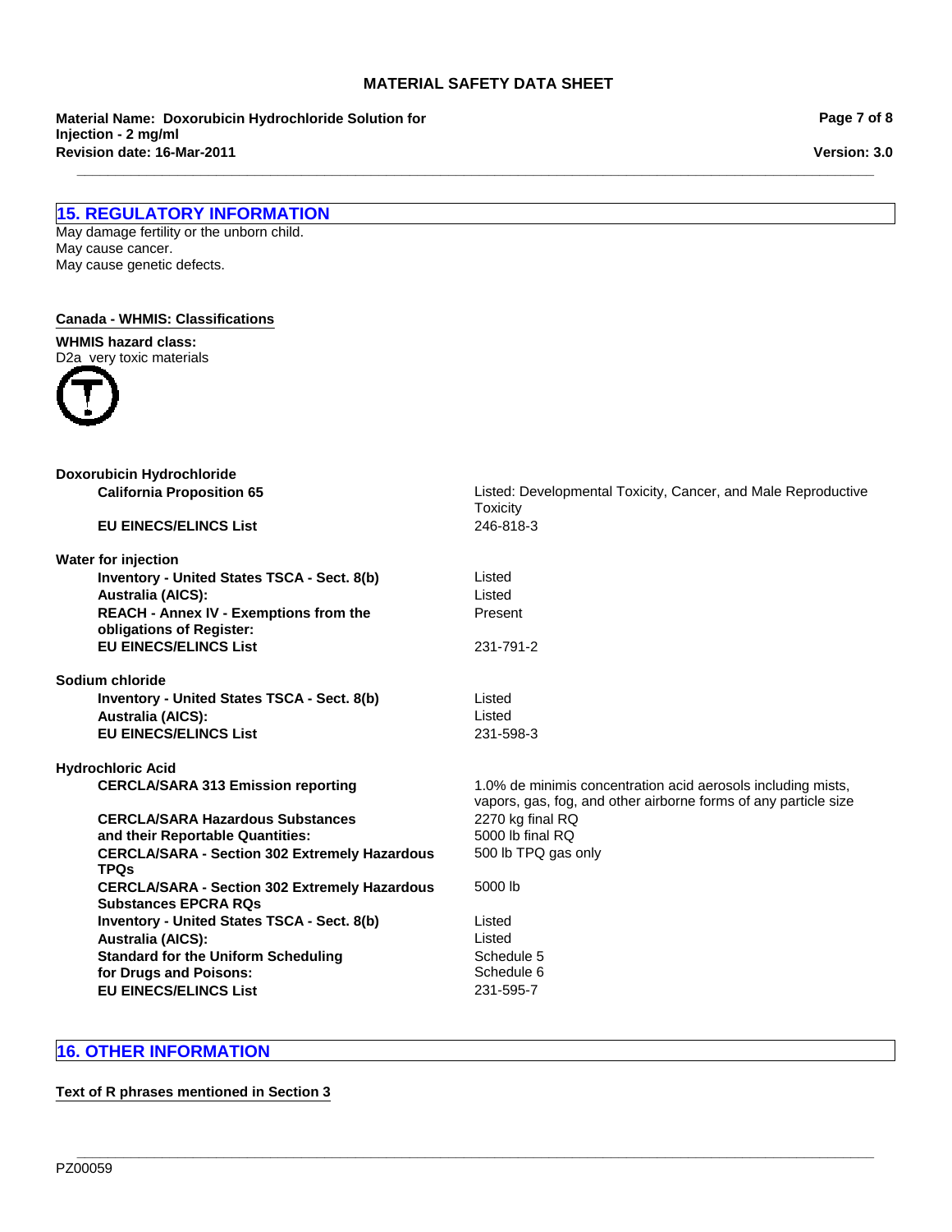## 15. REGULATORY INFORMATION

May damage fertility or the unborn child.
May cause cancer.
May cause genetic defects.

**Canada - WHMIS: Classifications**

**WHMIS hazard class:**
D2a very toxic materials

**Doxorubicin Hydrochloride**

| | |
|---|---|
| **California Proposition 65** | Listed: Developmental Toxicity, Cancer, and Male Reproductive Toxicity |
| **EU EINECS/ELINCS List** | 246-818-3 |

**Water for injection**

| | |
|---|---|
| **Inventory - United States TSCA - Sect. 8(b)** | Listed |
| **Australia (AICS):** | Listed |
| **REACH - Annex IV - Exemptions from the obligations of Register:** | Present |
| **EU EINECS/ELINCS List** | 231-791-2 |

**Sodium chloride**

| | |
|---|---|
| **Inventory - United States TSCA - Sect. 8(b)** | Listed |
| **Australia (AICS):** | Listed |
| **EU EINECS/ELINCS List** | 231-598-3 |

**Hydrochloric Acid**

| | |
|---|---|
| **CERCLA/SARA 313 Emission reporting** | 1.0% de minimis concentration acid aerosols including mists, vapors, gas, fog, and other airborne forms of any particle size |
| **CERCLA/SARA Hazardous Substances and their Reportable Quantities:** | 2270 kg final RQ<br>5000 lb final RQ |
| **CERCLA/SARA - Section 302 Extremely Hazardous TPQs** | 500 lb TPQ gas only |
| **CERCLA/SARA - Section 302 Extremely Hazardous Substances EPCRA RQs** | 5000 lb |
| **Inventory - United States TSCA - Sect. 8(b)** | Listed |
| **Australia (AICS):** | Listed |
| **Standard for the Uniform Scheduling for Drugs and Poisons:** | Schedule 5<br>Schedule 6 |
| **EU EINECS/ELINCS List** | 231-595-7 |

## 16. OTHER INFORMATION

**Text of R phrases mentioned in Section 3**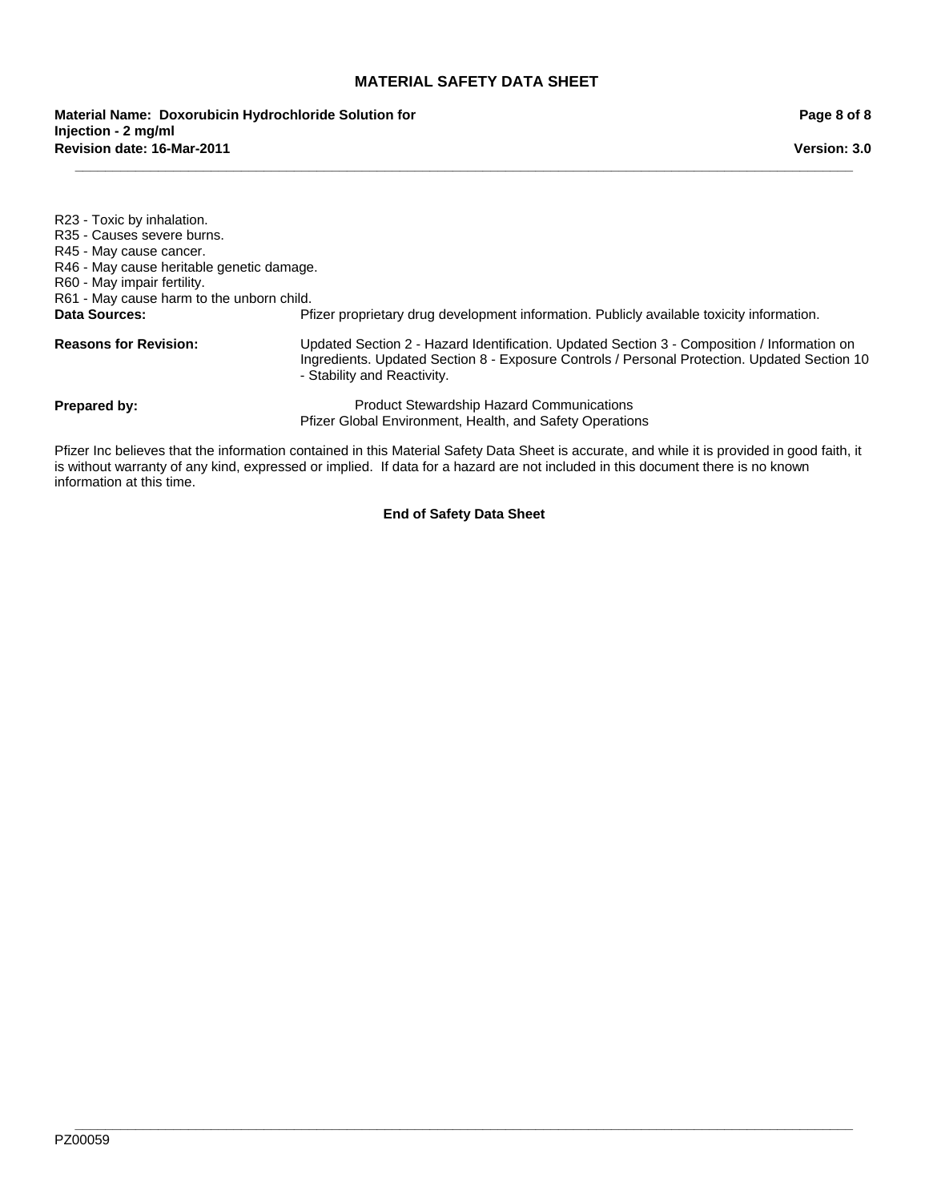R23 - Toxic by inhalation.
R35 - Causes severe burns.
R45 - May cause cancer.
R46 - May cause heritable genetic damage.
R60 - May impair fertility.
R61 - May cause harm to the unborn child.

**Data Sources:** Pfizer proprietary drug development information. Publicly available toxicity information.

**Reasons for Revision:** Updated Section 2 - Hazard Identification. Updated Section 3 - Composition / Information on Ingredients. Updated Section 8 - Exposure Controls / Personal Protection. Updated Section 10 - Stability and Reactivity.

**Prepared by:** Product Stewardship Hazard Communications
Pfizer Global Environment, Health, and Safety Operations

Pfizer Inc believes that the information contained in this Material Safety Data Sheet is accurate, and while it is provided in good faith, it is without warranty of any kind, expressed or implied. If data for a hazard are not included in this document there is no known information at this time.

**End of Safety Data Sheet**

PZ00059